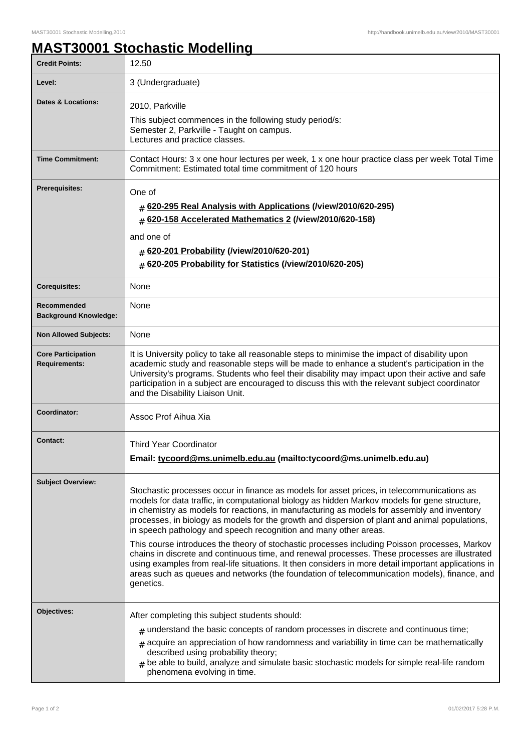# MAST30001 Stochastic Modelling

| | |
|---|---|
| **Credit Points:** | 12.50 |
| **Level:** | 3 (Undergraduate) |
| **Dates & Locations:** | 2010, Parkville<br>This subject commences in the following study period/s:<br>Semester 2, Parkville - Taught on campus.<br>Lectures and practice classes. |
| **Time Commitment:** | Contact Hours: 3 x one hour lectures per week, 1 x one hour practice class per week Total Time Commitment: Estimated total time commitment of 120 hours |
| **Prerequisites:** | One of<br># **620-295 Real Analysis with Applications (/view/2010/620-295)**<br># **620-158 Accelerated Mathematics 2 (/view/2010/620-158)**<br>and one of<br># **620-201 Probability (/view/2010/620-201)**<br># **620-205 Probability for Statistics (/view/2010/620-205)** |
| **Corequisites:** | None |
| **Recommended Background Knowledge:** | None |
| **Non Allowed Subjects:** | None |
| **Core Participation Requirements:** | It is University policy to take all reasonable steps to minimise the impact of disability upon academic study and reasonable steps will be made to enhance a student's participation in the University's programs. Students who feel their disability may impact upon their active and safe participation in a subject are encouraged to discuss this with the relevant subject coordinator and the Disability Liaison Unit. |
| **Coordinator:** | Assoc Prof Aihua Xia |
| **Contact:** | Third Year Coordinator<br>**Email: tycoord@ms.unimelb.edu.au (mailto:tycoord@ms.unimelb.edu.au)** |
| **Subject Overview:** | Stochastic processes occur in finance as models for asset prices, in telecommunications as models for data traffic, in computational biology as hidden Markov models for gene structure, in chemistry as models for reactions, in manufacturing as models for assembly and inventory processes, in biology as models for the growth and dispersion of plant and animal populations, in speech pathology and speech recognition and many other areas.<br>This course introduces the theory of stochastic processes including Poisson processes, Markov chains in discrete and continuous time, and renewal processes. These processes are illustrated using examples from real-life situations. It then considers in more detail important applications in areas such as queues and networks (the foundation of telecommunication models), finance, and genetics. |
| **Objectives:** | After completing this subject students should:<br># understand the basic concepts of random processes in discrete and continuous time;<br># acquire an appreciation of how randomness and variability in time can be mathematically described using probability theory;<br># be able to build, analyze and simulate basic stochastic models for simple real-life random phenomena evolving in time. |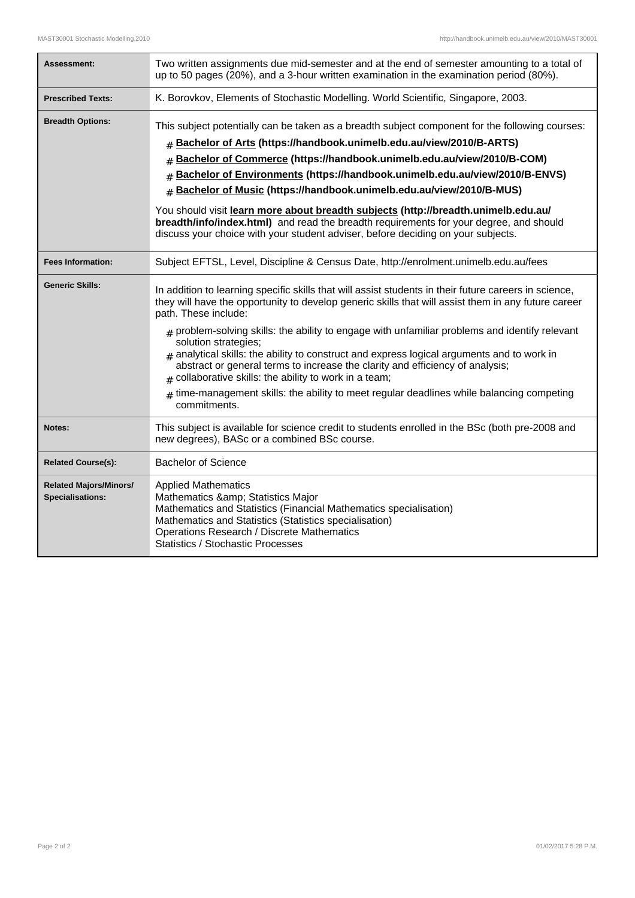| | |
|---|---|
| **Assessment:** | Two written assignments due mid-semester and at the end of semester amounting to a total of up to 50 pages (20%), and a 3-hour written examination in the examination period (80%). |
| **Prescribed Texts:** | K. Borovkov, Elements of Stochastic Modelling. World Scientific, Singapore, 2003. |
| **Breadth Options:** | This subject potentially can be taken as a breadth subject component for the following courses: <br># **Bachelor of Arts (https://handbook.unimelb.edu.au/view/2010/B-ARTS)** <br># **Bachelor of Commerce (https://handbook.unimelb.edu.au/view/2010/B-COM)** <br># **Bachelor of Environments (https://handbook.unimelb.edu.au/view/2010/B-ENVS)** <br># **Bachelor of Music (https://handbook.unimelb.edu.au/view/2010/B-MUS)** <br>You should visit **learn more about breadth subjects (http://breadth.unimelb.edu.au/breadth/info/index.html)** and read the breadth requirements for your degree, and should discuss your choice with your student adviser, before deciding on your subjects. |
| **Fees Information:** | Subject EFTSL, Level, Discipline & Census Date, http://enrolment.unimelb.edu.au/fees |
| **Generic Skills:** | In addition to learning specific skills that will assist students in their future careers in science, they will have the opportunity to develop generic skills that will assist them in any future career path. These include: <br># problem-solving skills: the ability to engage with unfamiliar problems and identify relevant solution strategies; <br># analytical skills: the ability to construct and express logical arguments and to work in abstract or general terms to increase the clarity and efficiency of analysis; <br># collaborative skills: the ability to work in a team; <br># time-management skills: the ability to meet regular deadlines while balancing competing commitments. |
| **Notes:** | This subject is available for science credit to students enrolled in the BSc (both pre-2008 and new degrees), BASc or a combined BSc course. |
| **Related Course(s):** | Bachelor of Science |
| **Related Majors/Minors/ Specialisations:** | Applied Mathematics <br>Mathematics &amp; Statistics Major <br>Mathematics and Statistics (Financial Mathematics specialisation) <br>Mathematics and Statistics (Statistics specialisation) <br>Operations Research / Discrete Mathematics <br>Statistics / Stochastic Processes |